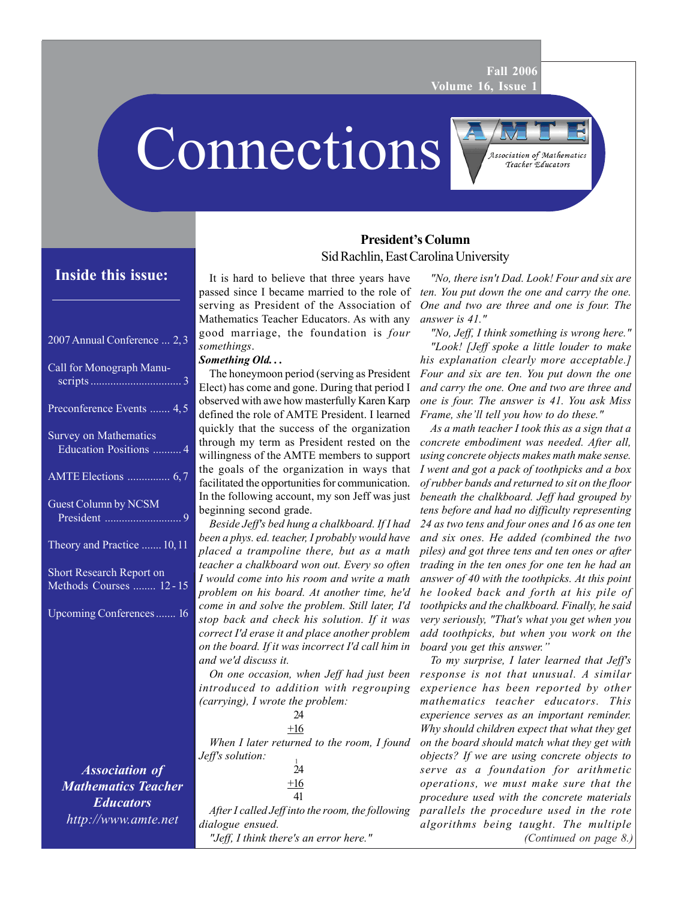Fall 2006
Volume 16, Issue 1

# Connections

Association of Mathematics Teacher Educators

## Inside this issue:

- 2007 Annual Conference ... 2, 3
- Call for Monograph Manuscripts ... 3
- Preconference Events ... 4, 5
- Survey on Mathematics Education Positions ... 4
- AMTE Elections ... 6, 7
- Guest Column by NCSM President ... 9
- Theory and Practice ... 10, 11
- Short Research Report on Methods Courses ... 12 - 15
- Upcoming Conferences ... 16

***Association of Mathematics Teacher Educators***
*http://www.amte.net*

## President's Column

Sid Rachlin, East Carolina University

It is hard to believe that three years have passed since I became married to the role of serving as President of the Association of Mathematics Teacher Educators. As with any good marriage, the foundation is *four somethings*.

***Something Old. . .***

The honeymoon period (serving as President Elect) has come and gone. During that period I observed with awe how masterfully Karen Karp defined the role of AMTE President. I learned quickly that the success of the organization through my term as President rested on the willingness of the AMTE members to support the goals of the organization in ways that facilitated the opportunities for communication. In the following account, my son Jeff was just beginning second grade.

*Beside Jeff's bed hung a chalkboard. If I had been a phys. ed. teacher, I probably would have placed a trampoline there, but as a math teacher a chalkboard won out. Every so often I would come into his room and write a math problem on his board. At another time, he'd come in and solve the problem. Still later, I'd stop back and check his solution. If it was correct I'd erase it and place another problem on the board. If it was incorrect I'd call him in and we'd discuss it.*

*On one occasion, when Jeff had just been introduced to addition with regrouping (carrying), I wrote the problem:*

$$\begin{array}{r} 24 \\ \underline{+16} \end{array}$$

*When I later returned to the room, I found Jeff's solution:*

$$\begin{array}{r} {}^{1}\phantom{4} \\ 24 \\ \underline{+16} \\ 41 \end{array}$$

*After I called Jeff into the room, the following dialogue ensued.*

*"Jeff, I think there's an error here."*

*"No, there isn't Dad. Look! Four and six are ten. You put down the one and carry the one. One and two are three and one is four. The answer is 41."*

*"No, Jeff, I think something is wrong here."*

*"Look! [Jeff spoke a little louder to make his explanation clearly more acceptable.] Four and six are ten. You put down the one and carry the one. One and two are three and one is four. The answer is 41. You ask Miss Frame, she'll tell you how to do these."*

*As a math teacher I took this as a sign that a concrete embodiment was needed. After all, using concrete objects makes math make sense. I went and got a pack of toothpicks and a box of rubber bands and returned to sit on the floor beneath the chalkboard. Jeff had grouped by tens before and had no difficulty representing 24 as two tens and four ones and 16 as one ten and six ones. He added (combined the two piles) and got three tens and ten ones or after trading in the ten ones for one ten he had an answer of 40 with the toothpicks. At this point he looked back and forth at his pile of toothpicks and the chalkboard. Finally, he said very seriously, "That's what you get when you add toothpicks, but when you work on the board you get this answer."*

*To my surprise, I later learned that Jeff's response is not that unusual. A similar experience has been reported by other mathematics teacher educators. This experience serves as an important reminder. Why should children expect that what they get on the board should match what they get with objects? If we are using concrete objects to serve as a foundation for arithmetic operations, we must make sure that the procedure used with the concrete materials parallels the procedure used in the rote algorithms being taught. The multiple*

*(Continued on page 8.)*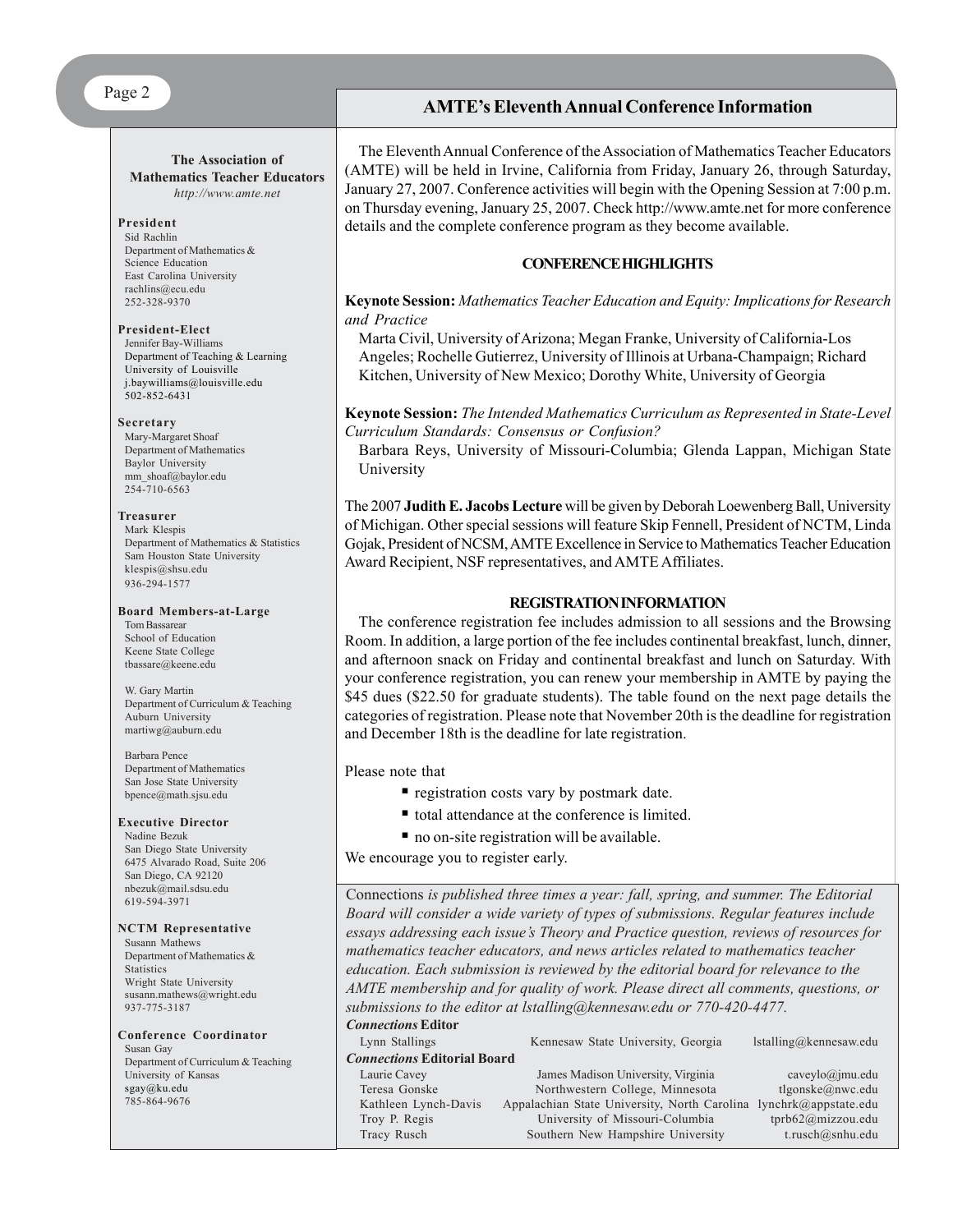## AMTE's Eleventh Annual Conference Information

The Eleventh Annual Conference of the Association of Mathematics Teacher Educators (AMTE) will be held in Irvine, California from Friday, January 26, through Saturday, January 27, 2007. Conference activities will begin with the Opening Session at 7:00 p.m. on Thursday evening, January 25, 2007. Check http://www.amte.net for more conference details and the complete conference program as they become available.

### CONFERENCE HIGHLIGHTS

**Keynote Session:** *Mathematics Teacher Education and Equity: Implications for Research and Practice*

Marta Civil, University of Arizona; Megan Franke, University of California-Los Angeles; Rochelle Gutierrez, University of Illinois at Urbana-Champaign; Richard Kitchen, University of New Mexico; Dorothy White, University of Georgia

**Keynote Session:** *The Intended Mathematics Curriculum as Represented in State-Level Curriculum Standards: Consensus or Confusion?*

Barbara Reys, University of Missouri-Columbia; Glenda Lappan, Michigan State University

The 2007 **Judith E. Jacobs Lecture** will be given by Deborah Loewenberg Ball, University of Michigan. Other special sessions will feature Skip Fennell, President of NCTM, Linda Gojak, President of NCSM, AMTE Excellence in Service to Mathematics Teacher Education Award Recipient, NSF representatives, and AMTE Affiliates.

### REGISTRATION INFORMATION

The conference registration fee includes admission to all sessions and the Browsing Room. In addition, a large portion of the fee includes continental breakfast, lunch, dinner, and afternoon snack on Friday and continental breakfast and lunch on Saturday. With your conference registration, you can renew your membership in AMTE by paying the $45 dues ($22.50 for graduate students). The table found on the next page details the categories of registration. Please note that November 20th is the deadline for registration and December 18th is the deadline for late registration.

Please note that

- registration costs vary by postmark date.
- total attendance at the conference is limited.
- no on-site registration will be available.

We encourage you to register early.

*Connections* *is published three times a year: fall, spring, and summer. The Editorial Board will consider a wide variety of types of submissions. Regular features include essays addressing each issue's Theory and Practice question, reviews of resources for mathematics teacher educators, and news articles related to mathematics teacher education. Each submission is reviewed by the editorial board for relevance to the AMTE membership and for quality of work. Please direct all comments, questions, or submissions to the editor at lstalling@kennesaw.edu or 770-420-4477.*

***Connections* Editor**

| | | |
|---|---|---|
| Lynn Stallings | Kennesaw State University, Georgia | lstalling@kennesaw.edu |

***Connections* Editorial Board**

| | | |
|---|---|---|
| Laurie Cavey | James Madison University, Virginia | caveylo@jmu.edu |
| Teresa Gonske | Northwestern College, Minnesota | tlgonske@nwc.edu |
| Kathleen Lynch-Davis | Appalachian State University, North Carolina | lynchrk@appstate.edu |
| Troy P. Regis | University of Missouri-Columbia | tprb62@mizzou.edu |
| Tracy Rusch | Southern New Hampshire University | t.rusch@snhu.edu |

**The Association of Mathematics Teacher Educators**
*http://www.amte.net*

**President**
Sid Rachlin
Department of Mathematics & Science Education
East Carolina University
rachlins@ecu.edu
252-328-9370

**President-Elect**
Jennifer Bay-Williams
Department of Teaching & Learning
University of Louisville
j.baywilliams@louisville.edu
502-852-6431

**Secretary**
Mary-Margaret Shoaf
Department of Mathematics
Baylor University
mm_shoaf@baylor.edu
254-710-6563

**Treasurer**
Mark Klespis
Department of Mathematics & Statistics
Sam Houston State University
klespis@shsu.edu
936-294-1577

**Board Members-at-Large**
Tom Bassarear
School of Education
Keene State College
tbassare@keene.edu

W. Gary Martin
Department of Curriculum & Teaching
Auburn University
martiwg@auburn.edu

Barbara Pence
Department of Mathematics
San Jose State University
bpence@math.sjsu.edu

**Executive Director**
Nadine Bezuk
San Diego State University
6475 Alvarado Road, Suite 206
San Diego, CA 92120
nbezuk@mail.sdsu.edu
619-594-3971

**NCTM Representative**
Susann Mathews
Department of Mathematics & Statistics
Wright State University
susann.mathews@wright.edu
937-775-3187

**Conference Coordinator**
Susan Gay
Department of Curriculum & Teaching
University of Kansas
sgay@ku.edu
785-864-9676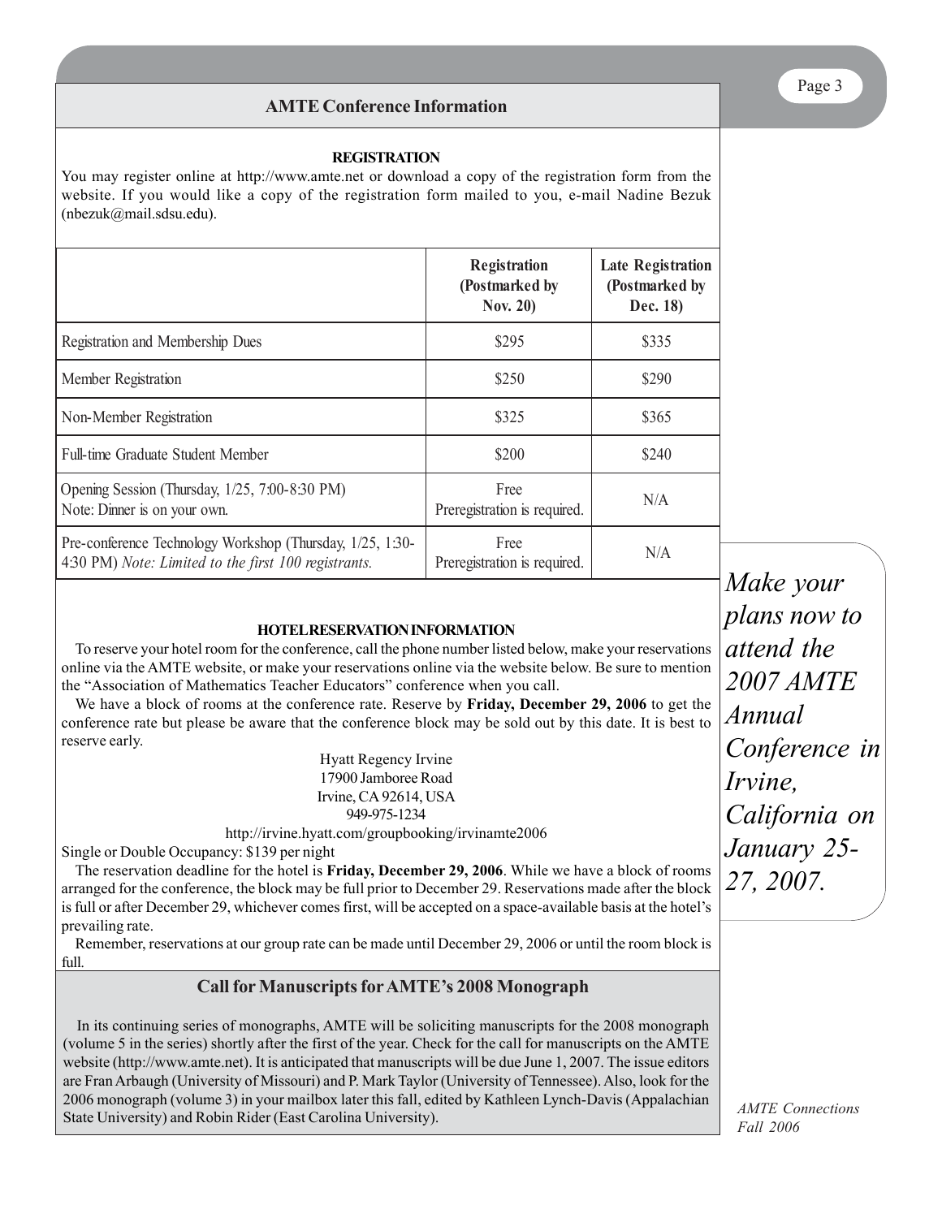## AMTE Conference Information

### REGISTRATION

You may register online at http://www.amte.net or download a copy of the registration form from the website. If you would like a copy of the registration form mailed to you, e-mail Nadine Bezuk (nbezuk@mail.sdsu.edu).

| | Registration (Postmarked by Nov. 20) | Late Registration (Postmarked by Dec. 18) |
|---|---|---|
| Registration and Membership Dues | $295 | $335 |
| Member Registration | $250 | $290 |
| Non-Member Registration | $325 | $365 |
| Full-time Graduate Student Member | $200 | $240 |
| Opening Session (Thursday, 1/25, 7:00-8:30 PM) Note: Dinner is on your own. | Free Preregistration is required. | N/A |
| Pre-conference Technology Workshop (Thursday, 1/25, 1:30-4:30 PM) *Note: Limited to the first 100 registrants.* | Free Preregistration is required. | N/A |

### HOTEL RESERVATION INFORMATION

To reserve your hotel room for the conference, call the phone number listed below, make your reservations online via the AMTE website, or make your reservations online via the website below. Be sure to mention the "Association of Mathematics Teacher Educators" conference when you call.

We have a block of rooms at the conference rate. Reserve by **Friday, December 29, 2006** to get the conference rate but please be aware that the conference block may be sold out by this date. It is best to reserve early.

Hyatt Regency Irvine
17900 Jamboree Road
Irvine, CA 92614, USA
949-975-1234
http://irvine.hyatt.com/groupbooking/irvinamte2006

Single or Double Occupancy: $139 per night

The reservation deadline for the hotel is **Friday, December 29, 2006**. While we have a block of rooms arranged for the conference, the block may be full prior to December 29. Reservations made after the block is full or after December 29, whichever comes first, will be accepted on a space-available basis at the hotel's prevailing rate.

Remember, reservations at our group rate can be made until December 29, 2006 or until the room block is full.

*Make your plans now to attend the 2007 AMTE Annual Conference in Irvine, California on January 25-27, 2007.*

## Call for Manuscripts for AMTE's 2008 Monograph

In its continuing series of monographs, AMTE will be soliciting manuscripts for the 2008 monograph (volume 5 in the series) shortly after the first of the year. Check for the call for manuscripts on the AMTE website (http://www.amte.net). It is anticipated that manuscripts will be due June 1, 2007. The issue editors are Fran Arbaugh (University of Missouri) and P. Mark Taylor (University of Tennessee). Also, look for the 2006 monograph (volume 3) in your mailbox later this fall, edited by Kathleen Lynch-Davis (Appalachian State University) and Robin Rider (East Carolina University).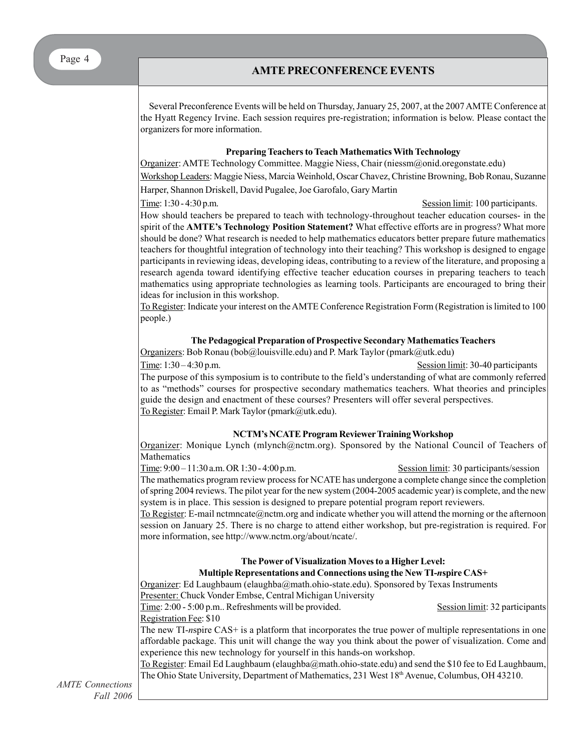## AMTE PRECONFERENCE EVENTS

Several Preconference Events will be held on Thursday, January 25, 2007, at the 2007 AMTE Conference at the Hyatt Regency Irvine. Each session requires pre-registration; information is below. Please contact the organizers for more information.

### Preparing Teachers to Teach Mathematics With Technology

Organizer: AMTE Technology Committee. Maggie Niess, Chair (niessm@onid.oregonstate.edu)

Workshop Leaders: Maggie Niess, Marcia Weinhold, Oscar Chavez, Christine Browning, Bob Ronau, Suzanne Harper, Shannon Driskell, David Pugalee, Joe Garofalo, Gary Martin

Time: 1:30 - 4:30 p.m. Session limit: 100 participants.

How should teachers be prepared to teach with technology-throughout teacher education courses- in the spirit of the **AMTE's Technology Position Statement?** What effective efforts are in progress? What more should be done? What research is needed to help mathematics educators better prepare future mathematics teachers for thoughtful integration of technology into their teaching? This workshop is designed to engage participants in reviewing ideas, developing ideas, contributing to a review of the literature, and proposing a research agenda toward identifying effective teacher education courses in preparing teachers to teach mathematics using appropriate technologies as learning tools. Participants are encouraged to bring their ideas for inclusion in this workshop.

To Register: Indicate your interest on the AMTE Conference Registration Form (Registration is limited to 100 people.)

### The Pedagogical Preparation of Prospective Secondary Mathematics Teachers

Organizers: Bob Ronau (bob@louisville.edu) and P. Mark Taylor (pmark@utk.edu)

Time: 1:30 – 4:30 p.m. Session limit: 30-40 participants

The purpose of this symposium is to contribute to the field's understanding of what are commonly referred to as "methods" courses for prospective secondary mathematics teachers. What theories and principles guide the design and enactment of these courses? Presenters will offer several perspectives.

To Register: Email P. Mark Taylor (pmark@utk.edu).

### NCTM's NCATE Program Reviewer Training Workshop

Organizer: Monique Lynch (mlynch@nctm.org). Sponsored by the National Council of Teachers of Mathematics

Time: 9:00 – 11:30 a.m. OR 1:30 - 4:00 p.m. Session limit: 30 participants/session

The mathematics program review process for NCATE has undergone a complete change since the completion of spring 2004 reviews. The pilot year for the new system (2004-2005 academic year) is complete, and the new system is in place. This session is designed to prepare potential program report reviewers.

To Register: E-mail nctmncate@nctm.org and indicate whether you will attend the morning or the afternoon session on January 25. There is no charge to attend either workshop, but pre-registration is required. For more information, see http://www.nctm.org/about/ncate/.

### The Power of Visualization Moves to a Higher Level: Multiple Representations and Connections using the New TI-*n*spire CAS+

Organizer: Ed Laughbaum (elaughba@math.ohio-state.edu). Sponsored by Texas Instruments

Presenter: Chuck Vonder Embse, Central Michigan University

Time: 2:00 - 5:00 p.m.. Refreshments will be provided. Session limit: 32 participants

Registration Fee: $10

The new TI-*n*spire CAS+ is a platform that incorporates the true power of multiple representations in one affordable package. This unit will change the way you think about the power of visualization. Come and experience this new technology for yourself in this hands-on workshop.

To Register: Email Ed Laughbaum (elaughba@math.ohio-state.edu) and send the $10 fee to Ed Laughbaum, The Ohio State University, Department of Mathematics, 231 West 18th Avenue, Columbus, OH 43210.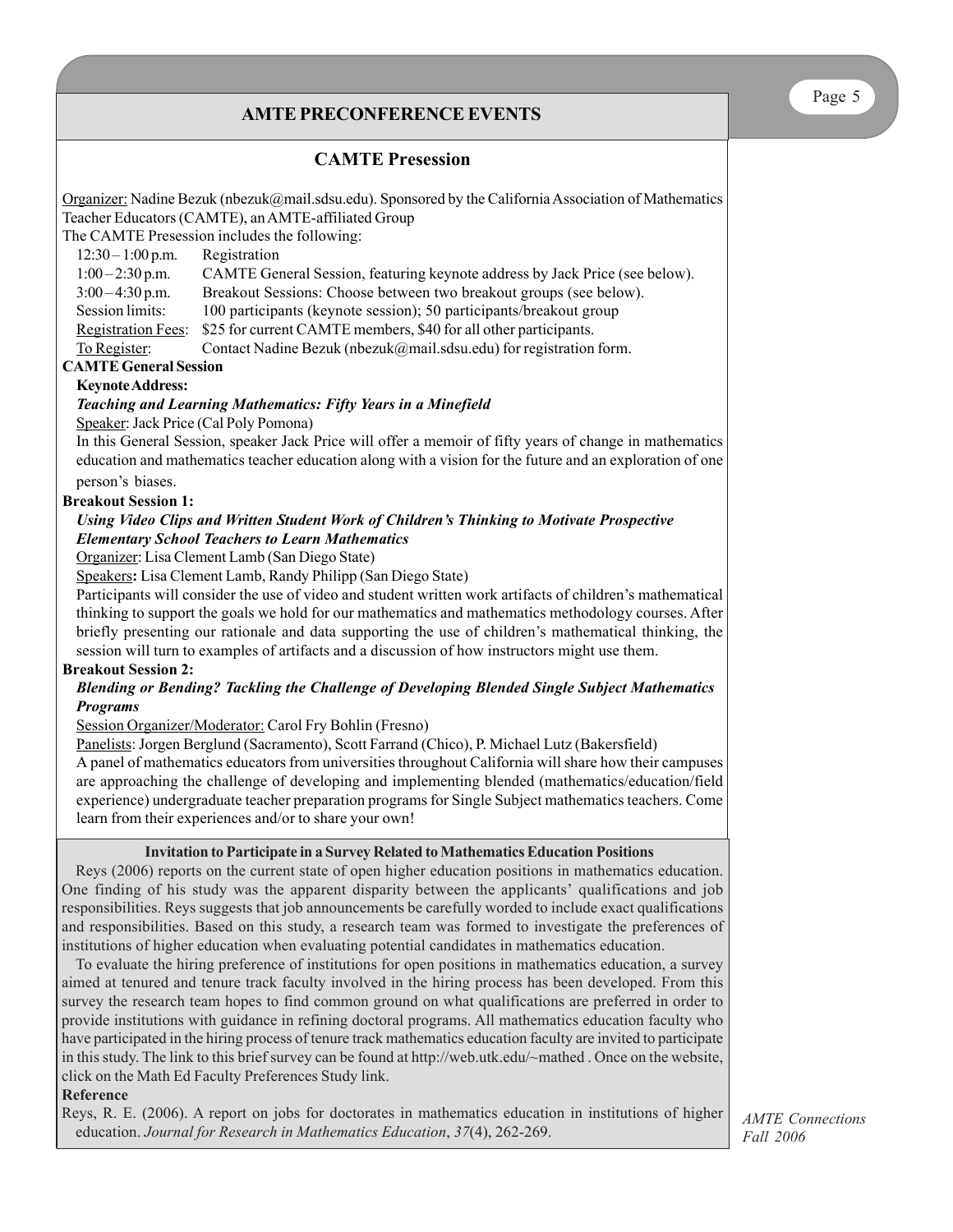## AMTE PRECONFERENCE EVENTS

### CAMTE Presession

Organizer: Nadine Bezuk (nbezuk@mail.sdsu.edu). Sponsored by the California Association of Mathematics Teacher Educators (CAMTE), an AMTE-affiliated Group

The CAMTE Presession includes the following:

| | |
|---|---|
| 12:30 – 1:00 p.m. | Registration |
| 1:00 – 2:30 p.m. | CAMTE General Session, featuring keynote address by Jack Price (see below). |
| 3:00 – 4:30 p.m. | Breakout Sessions: Choose between two breakout groups (see below). |
| Session limits: | 100 participants (keynote session); 50 participants/breakout group |
| Registration Fees: | $25 for current CAMTE members, $40 for all other participants. |
| To Register: | Contact Nadine Bezuk (nbezuk@mail.sdsu.edu) for registration form. |

**CAMTE General Session**

**Keynote Address:**

***Teaching and Learning Mathematics: Fifty Years in a Minefield***

Speaker: Jack Price (Cal Poly Pomona)

In this General Session, speaker Jack Price will offer a memoir of fifty years of change in mathematics education and mathematics teacher education along with a vision for the future and an exploration of one person's biases.

**Breakout Session 1:**

***Using Video Clips and Written Student Work of Children's Thinking to Motivate Prospective Elementary School Teachers to Learn Mathematics***

Organizer: Lisa Clement Lamb (San Diego State)

Speakers**:** Lisa Clement Lamb, Randy Philipp (San Diego State)

Participants will consider the use of video and student written work artifacts of children's mathematical thinking to support the goals we hold for our mathematics and mathematics methodology courses. After briefly presenting our rationale and data supporting the use of children's mathematical thinking, the session will turn to examples of artifacts and a discussion of how instructors might use them.

**Breakout Session 2:**

***Blending or Bending? Tackling the Challenge of Developing Blended Single Subject Mathematics Programs***

Session Organizer/Moderator: Carol Fry Bohlin (Fresno)

Panelists: Jorgen Berglund (Sacramento), Scott Farrand (Chico), P. Michael Lutz (Bakersfield)

A panel of mathematics educators from universities throughout California will share how their campuses are approaching the challenge of developing and implementing blended (mathematics/education/field experience) undergraduate teacher preparation programs for Single Subject mathematics teachers. Come learn from their experiences and/or to share your own!

### Invitation to Participate in a Survey Related to Mathematics Education Positions

Reys (2006) reports on the current state of open higher education positions in mathematics education. One finding of his study was the apparent disparity between the applicants' qualifications and job responsibilities. Reys suggests that job announcements be carefully worded to include exact qualifications and responsibilities. Based on this study, a research team was formed to investigate the preferences of institutions of higher education when evaluating potential candidates in mathematics education.

To evaluate the hiring preference of institutions for open positions in mathematics education, a survey aimed at tenured and tenure track faculty involved in the hiring process has been developed. From this survey the research team hopes to find common ground on what qualifications are preferred in order to provide institutions with guidance in refining doctoral programs. All mathematics education faculty who have participated in the hiring process of tenure track mathematics education faculty are invited to participate in this study. The link to this brief survey can be found at http://web.utk.edu/~mathed . Once on the website, click on the Math Ed Faculty Preferences Study link.

**Reference**

Reys, R. E. (2006). A report on jobs for doctorates in mathematics education in institutions of higher education. *Journal for Research in Mathematics Education*, *37*(4), 262-269.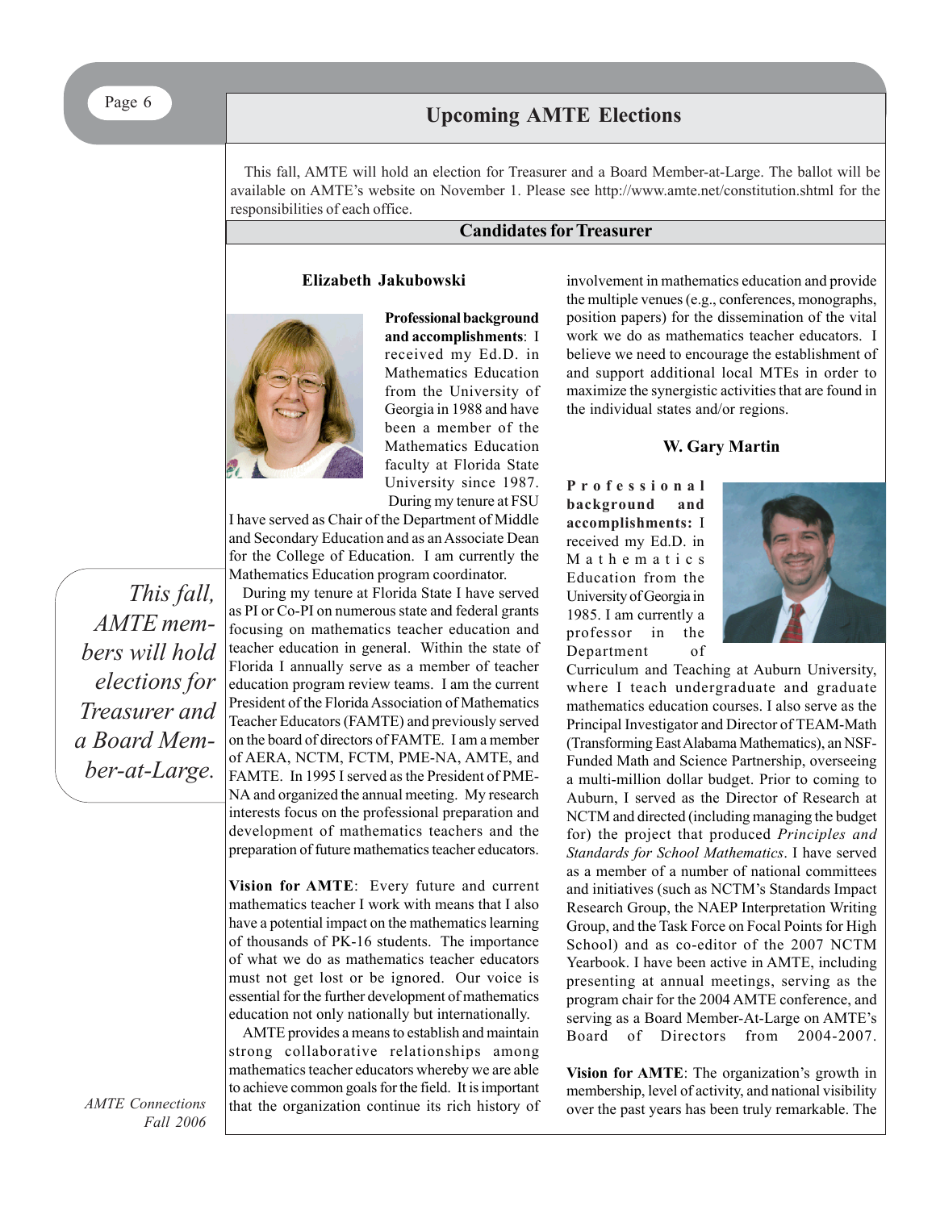## Upcoming AMTE Elections

This fall, AMTE will hold an election for Treasurer and a Board Member-at-Large. The ballot will be available on AMTE's website on November 1. Please see http://www.amte.net/constitution.shtml for the responsibilities of each office.

### Candidates for Treasurer

#### Elizabeth Jakubowski

**Professional background and accomplishments**: I received my Ed.D. in Mathematics Education from the University of Georgia in 1988 and have been a member of the Mathematics Education faculty at Florida State University since 1987. During my tenure at FSU I have served as Chair of the Department of Middle and Secondary Education and as an Associate Dean for the College of Education. I am currently the Mathematics Education program coordinator.

During my tenure at Florida State I have served as PI or Co-PI on numerous state and federal grants focusing on mathematics teacher education and teacher education in general. Within the state of Florida I annually serve as a member of teacher education program review teams. I am the current President of the Florida Association of Mathematics Teacher Educators (FAMTE) and previously served on the board of directors of FAMTE. I am a member of AERA, NCTM, FCTM, PME-NA, AMTE, and FAMTE. In 1995 I served as the President of PME-NA and organized the annual meeting. My research interests focus on the professional preparation and development of mathematics teachers and the preparation of future mathematics teacher educators.

*This fall, AMTE members will hold elections for Treasurer and a Board Member-at-Large.*

**Vision for AMTE**: Every future and current mathematics teacher I work with means that I also have a potential impact on the mathematics learning of thousands of PK-16 students. The importance of what we do as mathematics teacher educators must not get lost or be ignored. Our voice is essential for the further development of mathematics education not only nationally but internationally.

AMTE provides a means to establish and maintain strong collaborative relationships among mathematics teacher educators whereby we are able to achieve common goals for the field. It is important that the organization continue its rich history of involvement in mathematics education and provide the multiple venues (e.g., conferences, monographs, position papers) for the dissemination of the vital work we do as mathematics teacher educators. I believe we need to encourage the establishment of and support additional local MTEs in order to maximize the synergistic activities that are found in the individual states and/or regions.

#### W. Gary Martin

**Professional background and accomplishments:** I received my Ed.D. in Mathematics Education from the University of Georgia in 1985. I am currently a professor in the Department of Curriculum and Teaching at Auburn University, where I teach undergraduate and graduate mathematics education courses. I also serve as the Principal Investigator and Director of TEAM-Math (Transforming East Alabama Mathematics), an NSF-Funded Math and Science Partnership, overseeing a multi-million dollar budget. Prior to coming to Auburn, I served as the Director of Research at NCTM and directed (including managing the budget for) the project that produced *Principles and Standards for School Mathematics*. I have served as a member of a number of national committees and initiatives (such as NCTM's Standards Impact Research Group, the NAEP Interpretation Writing Group, and the Task Force on Focal Points for High School) and as co-editor of the 2007 NCTM Yearbook. I have been active in AMTE, including presenting at annual meetings, serving as the program chair for the 2004 AMTE conference, and serving as a Board Member-At-Large on AMTE's Board of Directors from 2004-2007.

**Vision for AMTE**: The organization's growth in membership, level of activity, and national visibility over the past years has been truly remarkable. The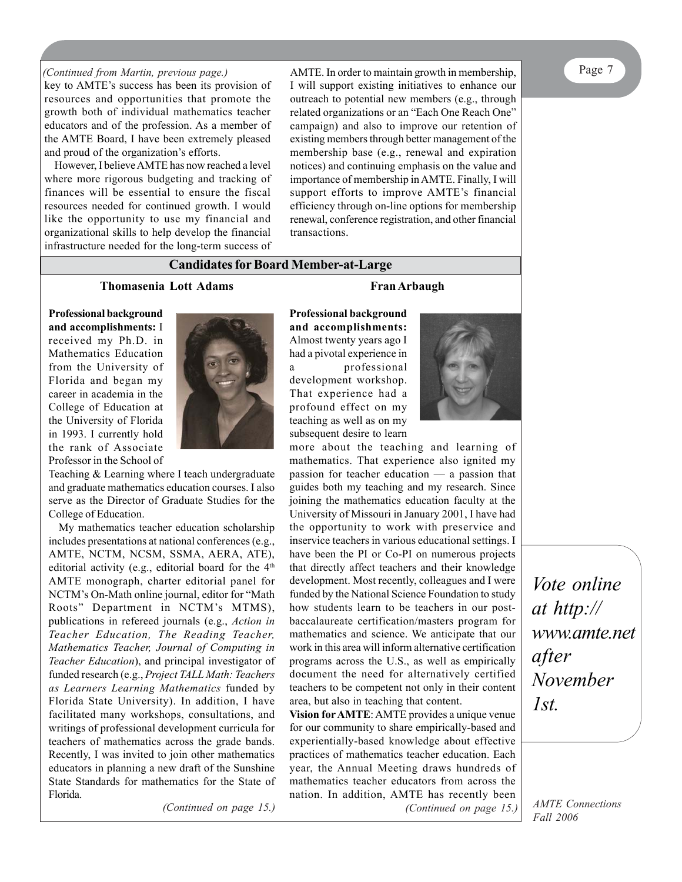*(Continued from Martin, previous page.)*
key to AMTE's success has been its provision of resources and opportunities that promote the growth both of individual mathematics teacher educators and of the profession. As a member of the AMTE Board, I have been extremely pleased and proud of the organization's efforts.

However, I believe AMTE has now reached a level where more rigorous budgeting and tracking of finances will be essential to ensure the fiscal resources needed for continued growth. I would like the opportunity to use my financial and organizational skills to help develop the financial infrastructure needed for the long-term success of AMTE. In order to maintain growth in membership, I will support existing initiatives to enhance our outreach to potential new members (e.g., through related organizations or an "Each One Reach One" campaign) and also to improve our retention of existing members through better management of the membership base (e.g., renewal and expiration notices) and continuing emphasis on the value and importance of membership in AMTE. Finally, I will support efforts to improve AMTE's financial efficiency through on-line options for membership renewal, conference registration, and other financial transactions.

## Candidates for Board Member-at-Large

### Thomasenia Lott Adams

**Professional background and accomplishments:** I received my Ph.D. in Mathematics Education from the University of Florida and began my career in academia in the College of Education at the University of Florida in 1993. I currently hold the rank of Associate Professor in the School of Teaching & Learning where I teach undergraduate and graduate mathematics education courses. I also serve as the Director of Graduate Studies for the College of Education.

My mathematics teacher education scholarship includes presentations at national conferences (e.g., AMTE, NCTM, NCSM, SSMA, AERA, ATE), editorial activity (e.g., editorial board for the 4th AMTE monograph, charter editorial panel for NCTM's On-Math online journal, editor for "Math Roots" Department in NCTM's MTMS), publications in refereed journals (e.g., *Action in Teacher Education, The Reading Teacher, Mathematics Teacher, Journal of Computing in Teacher Education*), and principal investigator of funded research (e.g., *Project TALL Math: Teachers as Learners Learning Mathematics* funded by Florida State University). In addition, I have facilitated many workshops, consultations, and writings of professional development curricula for teachers of mathematics across the grade bands. Recently, I was invited to join other mathematics educators in planning a new draft of the Sunshine State Standards for mathematics for the State of Florida.

*(Continued on page 15.)*

### Fran Arbaugh

**Professional background and accomplishments:** Almost twenty years ago I had a pivotal experience in a professional development workshop. That experience had a profound effect on my teaching as well as on my subsequent desire to learn more about the teaching and learning of mathematics. That experience also ignited my passion for teacher education — a passion that guides both my teaching and my research. Since joining the mathematics education faculty at the University of Missouri in January 2001, I have had the opportunity to work with preservice and inservice teachers in various educational settings. I have been the PI or Co-PI on numerous projects that directly affect teachers and their knowledge development. Most recently, colleagues and I were funded by the National Science Foundation to study how students learn to be teachers in our post-baccalaureate certification/masters program for mathematics and science. We anticipate that our work in this area will inform alternative certification programs across the U.S., as well as empirically document the need for alternatively certified teachers to be competent not only in their content area, but also in teaching that content.

**Vision for AMTE**: AMTE provides a unique venue for our community to share empirically-based and experientially-based knowledge about effective practices of mathematics teacher education. Each year, the Annual Meeting draws hundreds of mathematics teacher educators from across the nation. In addition, AMTE has recently been

*(Continued on page 15.)*

*Vote online at http://www.amte.net after November 1st.*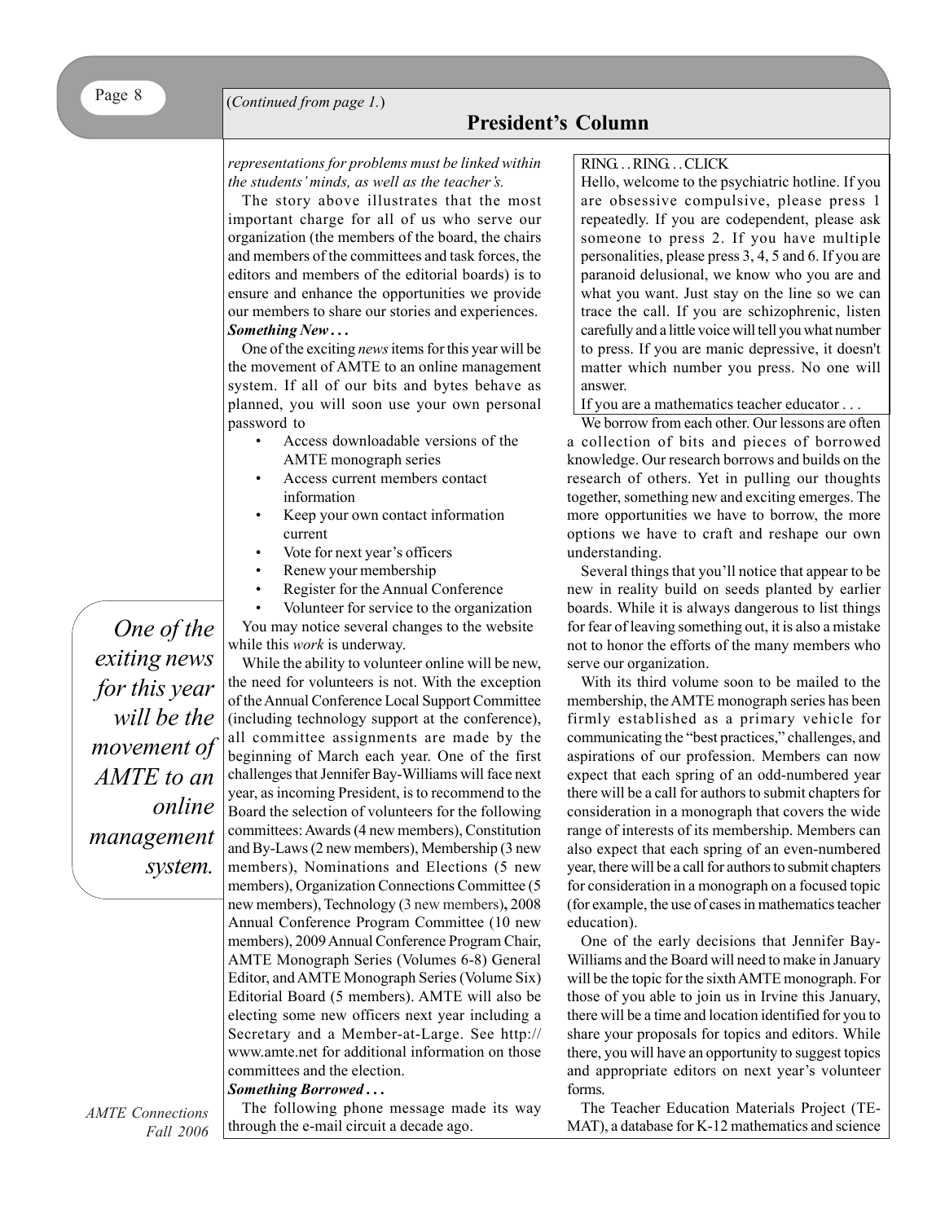(*Continued from page 1.*)

## President's Column

*representations for problems must be linked within the students' minds, as well as the teacher's.*

The story above illustrates that the most important charge for all of us who serve our organization (the members of the board, the chairs and members of the committees and task forces, the editors and members of the editorial boards) is to ensure and enhance the opportunities we provide our members to share our stories and experiences.

***Something New . . .***

One of the exciting *news* items for this year will be the movement of AMTE to an online management system. If all of our bits and bytes behave as planned, you will soon use your own personal password to

- Access downloadable versions of the AMTE monograph series
- Access current members contact information
- Keep your own contact information current
- Vote for next year's officers
- Renew your membership
- Register for the Annual Conference
- Volunteer for service to the organization

You may notice several changes to the website while this *work* is underway.

*One of the exiting news for this year will be the movement of AMTE to an online management system.*

While the ability to volunteer online will be new, the need for volunteers is not. With the exception of the Annual Conference Local Support Committee (including technology support at the conference), all committee assignments are made by the beginning of March each year. One of the first challenges that Jennifer Bay-Williams will face next year, as incoming President, is to recommend to the Board the selection of volunteers for the following committees: Awards (4 new members), Constitution and By-Laws (2 new members), Membership (3 new members), Nominations and Elections (5 new members), Organization Connections Committee (5 new members), Technology (3 new members)**,** 2008 Annual Conference Program Committee (10 new members), 2009 Annual Conference Program Chair, AMTE Monograph Series (Volumes 6-8) General Editor, and AMTE Monograph Series (Volume Six) Editorial Board (5 members). AMTE will also be electing some new officers next year including a Secretary and a Member-at-Large. See http://www.amte.net for additional information on those committees and the election.

***Something Borrowed . . .***

The following phone message made its way through the e-mail circuit a decade ago.

RING. . . RING. . . CLICK

Hello, welcome to the psychiatric hotline. If you are obsessive compulsive, please press 1 repeatedly. If you are codependent, please ask someone to press 2. If you have multiple personalities, please press 3, 4, 5 and 6. If you are paranoid delusional, we know who you are and what you want. Just stay on the line so we can trace the call. If you are schizophrenic, listen carefully and a little voice will tell you what number to press. If you are manic depressive, it doesn't matter which number you press. No one will answer.

If you are a mathematics teacher educator . . .

We borrow from each other. Our lessons are often a collection of bits and pieces of borrowed knowledge. Our research borrows and builds on the research of others. Yet in pulling our thoughts together, something new and exciting emerges. The more opportunities we have to borrow, the more options we have to craft and reshape our own understanding.

Several things that you'll notice that appear to be new in reality build on seeds planted by earlier boards. While it is always dangerous to list things for fear of leaving something out, it is also a mistake not to honor the efforts of the many members who serve our organization.

With its third volume soon to be mailed to the membership, the AMTE monograph series has been firmly established as a primary vehicle for communicating the "best practices," challenges, and aspirations of our profession. Members can now expect that each spring of an odd-numbered year there will be a call for authors to submit chapters for consideration in a monograph that covers the wide range of interests of its membership. Members can also expect that each spring of an even-numbered year, there will be a call for authors to submit chapters for consideration in a monograph on a focused topic (for example, the use of cases in mathematics teacher education).

One of the early decisions that Jennifer Bay-Williams and the Board will need to make in January will be the topic for the sixth AMTE monograph. For those of you able to join us in Irvine this January, there will be a time and location identified for you to share your proposals for topics and editors. While there, you will have an opportunity to suggest topics and appropriate editors on next year's volunteer forms.

The Teacher Education Materials Project (TE-MAT), a database for K-12 mathematics and science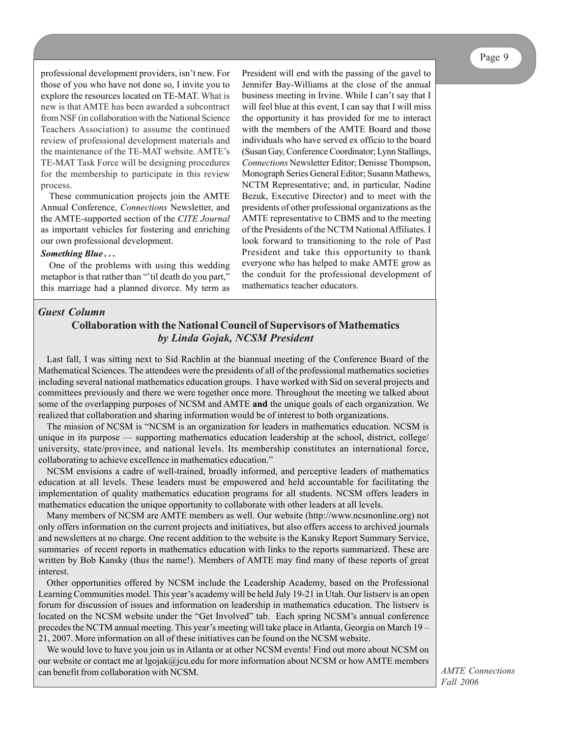professional development providers, isn't new. For those of you who have not done so, I invite you to explore the resources located on TE-MAT. What is new is that AMTE has been awarded a subcontract from NSF (in collaboration with the National Science Teachers Association) to assume the continued review of professional development materials and the maintenance of the TE-MAT website. AMTE's TE-MAT Task Force will be designing procedures for the membership to participate in this review process.

These communication projects join the AMTE Annual Conference, *Connections* Newsletter, and the AMTE-supported section of the *CITE Journal* as important vehicles for fostering and enriching our own professional development.

***Something Blue . . .***

One of the problems with using this wedding metaphor is that rather than "'til death do you part," this marriage had a planned divorce. My term as President will end with the passing of the gavel to Jennifer Bay-Williams at the close of the annual business meeting in Irvine. While I can't say that I will feel blue at this event, I can say that I will miss the opportunity it has provided for me to interact with the members of the AMTE Board and those individuals who have served ex officio to the board (Susan Gay, Conference Coordinator; Lynn Stallings, *Connections* Newsletter Editor; Denisse Thompson, Monograph Series General Editor; Susann Mathews, NCTM Representative; and, in particular, Nadine Bezuk, Executive Director) and to meet with the presidents of other professional organizations as the AMTE representative to CBMS and to the meeting of the Presidents of the NCTM National Affiliates. I look forward to transitioning to the role of Past President and take this opportunity to thank everyone who has helped to make AMTE grow as the conduit for the professional development of mathematics teacher educators.

***Guest Column***

## Collaboration with the National Council of Supervisors of Mathematics

***by Linda Gojak, NCSM President***

Last fall, I was sitting next to Sid Rachlin at the biannual meeting of the Conference Board of the Mathematical Sciences. The attendees were the presidents of all of the professional mathematics societies including several national mathematics education groups. I have worked with Sid on several projects and committees previously and there we were together once more. Throughout the meeting we talked about some of the overlapping purposes of NCSM and AMTE **and** the unique goals of each organization. We realized that collaboration and sharing information would be of interest to both organizations.

The mission of NCSM is "NCSM is an organization for leaders in mathematics education. NCSM is unique in its purpose — supporting mathematics education leadership at the school, district, college/university, state/province, and national levels. Its membership constitutes an international force, collaborating to achieve excellence in mathematics education."

NCSM envisions a cadre of well-trained, broadly informed, and perceptive leaders of mathematics education at all levels. These leaders must be empowered and held accountable for facilitating the implementation of quality mathematics education programs for all students. NCSM offers leaders in mathematics education the unique opportunity to collaborate with other leaders at all levels.

Many members of NCSM are AMTE members as well. Our website (http://www.ncsmonline.org) not only offers information on the current projects and initiatives, but also offers access to archived journals and newsletters at no charge. One recent addition to the website is the Kansky Report Summary Service, summaries of recent reports in mathematics education with links to the reports summarized. These are written by Bob Kansky (thus the name!). Members of AMTE may find many of these reports of great interest.

Other opportunities offered by NCSM include the Leadership Academy, based on the Professional Learning Communities model. This year's academy will be held July 19-21 in Utah. Our listserv is an open forum for discussion of issues and information on leadership in mathematics education. The listserv is located on the NCSM website under the "Get Involved" tab. Each spring NCSM's annual conference precedes the NCTM annual meeting. This year's meeting will take place in Atlanta, Georgia on March 19 – 21, 2007. More information on all of these initiatives can be found on the NCSM website.

We would love to have you join us in Atlanta or at other NCSM events! Find out more about NCSM on our website or contact me at lgojak@jcu.edu for more information about NCSM or how AMTE members can benefit from collaboration with NCSM.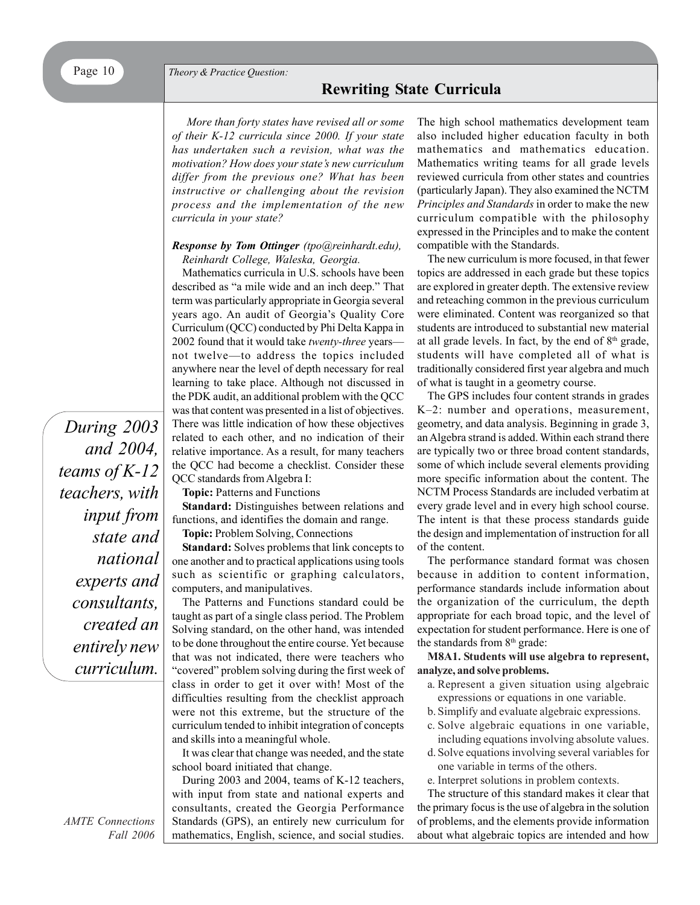*Theory & Practice Question:*

## Rewriting State Curricula

*More than forty states have revised all or some of their K-12 curricula since 2000. If your state has undertaken such a revision, what was the motivation? How does your state's new curriculum differ from the previous one? What has been instructive or challenging about the revision process and the implementation of the new curricula in your state?*

***Response by Tom Ottinger*** *(tpo@reinhardt.edu), Reinhardt College, Waleska, Georgia.*

Mathematics curricula in U.S. schools have been described as "a mile wide and an inch deep." That term was particularly appropriate in Georgia several years ago. An audit of Georgia's Quality Core Curriculum (QCC) conducted by Phi Delta Kappa in 2002 found that it would take *twenty-three* years—not twelve—to address the topics included anywhere near the level of depth necessary for real learning to take place. Although not discussed in the PDK audit, an additional problem with the QCC was that content was presented in a list of objectives. There was little indication of how these objectives related to each other, and no indication of their relative importance. As a result, for many teachers the QCC had become a checklist. Consider these QCC standards from Algebra I:

**Topic:** Patterns and Functions

**Standard:** Distinguishes between relations and functions, and identifies the domain and range.

**Topic:** Problem Solving, Connections

**Standard:** Solves problems that link concepts to one another and to practical applications using tools such as scientific or graphing calculators, computers, and manipulatives.

The Patterns and Functions standard could be taught as part of a single class period. The Problem Solving standard, on the other hand, was intended to be done throughout the entire course. Yet because that was not indicated, there were teachers who "covered" problem solving during the first week of class in order to get it over with! Most of the difficulties resulting from the checklist approach were not this extreme, but the structure of the curriculum tended to inhibit integration of concepts and skills into a meaningful whole.

It was clear that change was needed, and the state school board initiated that change.

During 2003 and 2004, teams of K-12 teachers, with input from state and national experts and consultants, created the Georgia Performance Standards (GPS), an entirely new curriculum for mathematics, English, science, and social studies.

> *During 2003 and 2004, teams of K-12 teachers, with input from state and national experts and consultants, created an entirely new curriculum.*

The high school mathematics development team also included higher education faculty in both mathematics and mathematics education. Mathematics writing teams for all grade levels reviewed curricula from other states and countries (particularly Japan). They also examined the NCTM *Principles and Standards* in order to make the new curriculum compatible with the philosophy expressed in the Principles and to make the content compatible with the Standards.

The new curriculum is more focused, in that fewer topics are addressed in each grade but these topics are explored in greater depth. The extensive review and reteaching common in the previous curriculum were eliminated. Content was reorganized so that students are introduced to substantial new material at all grade levels. In fact, by the end of 8th grade, students will have completed all of what is traditionally considered first year algebra and much of what is taught in a geometry course.

The GPS includes four content strands in grades K–2: number and operations, measurement, geometry, and data analysis. Beginning in grade 3, an Algebra strand is added. Within each strand there are typically two or three broad content standards, some of which include several elements providing more specific information about the content. The NCTM Process Standards are included verbatim at every grade level and in every high school course. The intent is that these process standards guide the design and implementation of instruction for all of the content.

The performance standard format was chosen because in addition to content information, performance standards include information about the organization of the curriculum, the depth appropriate for each broad topic, and the level of expectation for student performance. Here is one of the standards from 8th grade:

**M8A1. Students will use algebra to represent, analyze, and solve problems.**

a. Represent a given situation using algebraic expressions or equations in one variable.
b. Simplify and evaluate algebraic expressions.
c. Solve algebraic equations in one variable, including equations involving absolute values.
d. Solve equations involving several variables for one variable in terms of the others.
e. Interpret solutions in problem contexts.

The structure of this standard makes it clear that the primary focus is the use of algebra in the solution of problems, and the elements provide information about what algebraic topics are intended and how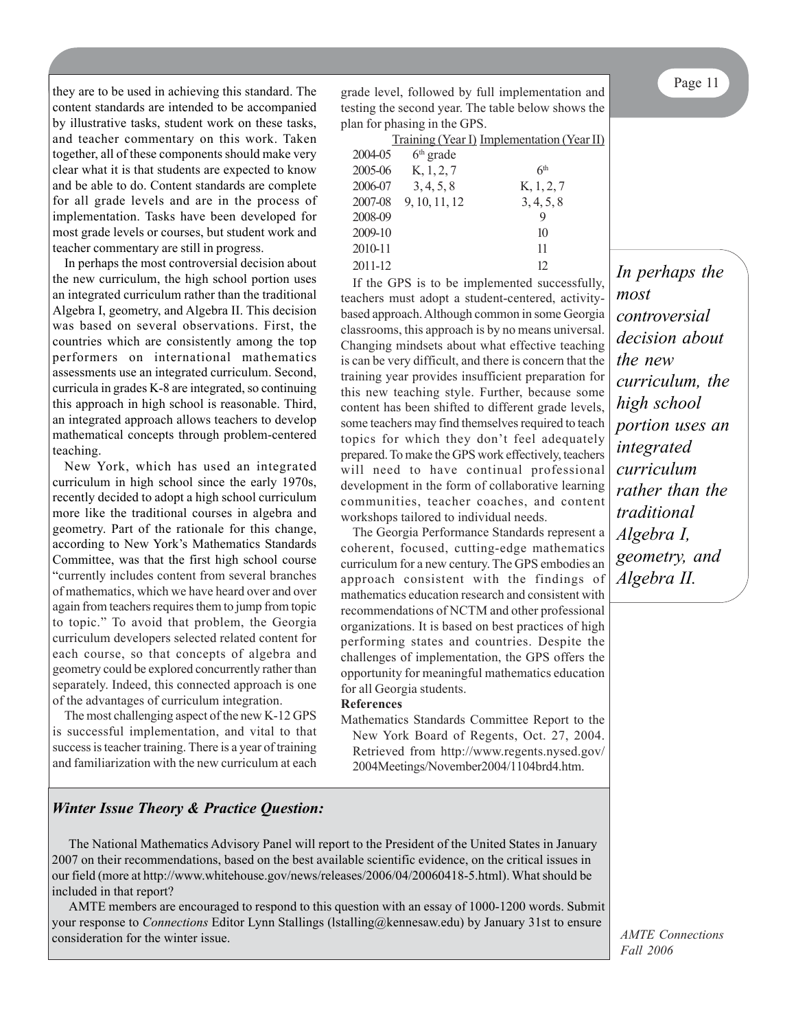they are to be used in achieving this standard. The content standards are intended to be accompanied by illustrative tasks, student work on these tasks, and teacher commentary on this work. Taken together, all of these components should make very clear what it is that students are expected to know and be able to do. Content standards are complete for all grade levels and are in the process of implementation. Tasks have been developed for most grade levels or courses, but student work and teacher commentary are still in progress.

In perhaps the most controversial decision about the new curriculum, the high school portion uses an integrated curriculum rather than the traditional Algebra I, geometry, and Algebra II. This decision was based on several observations. First, the countries which are consistently among the top performers on international mathematics assessments use an integrated curriculum. Second, curricula in grades K-8 are integrated, so continuing this approach in high school is reasonable. Third, an integrated approach allows teachers to develop mathematical concepts through problem-centered teaching.

New York, which has used an integrated curriculum in high school since the early 1970s, recently decided to adopt a high school curriculum more like the traditional courses in algebra and geometry. Part of the rationale for this change, according to New York's Mathematics Standards Committee, was that the first high school course "currently includes content from several branches of mathematics, which we have heard over and over again from teachers requires them to jump from topic to topic." To avoid that problem, the Georgia curriculum developers selected related content for each course, so that concepts of algebra and geometry could be explored concurrently rather than separately. Indeed, this connected approach is one of the advantages of curriculum integration.

The most challenging aspect of the new K-12 GPS is successful implementation, and vital to that success is teacher training. There is a year of training and familiarization with the new curriculum at each grade level, followed by full implementation and testing the second year. The table below shows the plan for phasing in the GPS.

| | Training (Year I) | Implementation (Year II) |
|---|---|---|
| 2004-05 | 6th grade | |
| 2005-06 | K, 1, 2, 7 | 6th |
| 2006-07 | 3, 4, 5, 8 | K, 1, 2, 7 |
| 2007-08 | 9, 10, 11, 12 | 3, 4, 5, 8 |
| 2008-09 | | 9 |
| 2009-10 | | 10 |
| 2010-11 | | 11 |
| 2011-12 | | 12 |

If the GPS is to be implemented successfully, teachers must adopt a student-centered, activity-based approach. Although common in some Georgia classrooms, this approach is by no means universal. Changing mindsets about what effective teaching is can be very difficult, and there is concern that the training year provides insufficient preparation for this new teaching style. Further, because some content has been shifted to different grade levels, some teachers may find themselves required to teach topics for which they don't feel adequately prepared. To make the GPS work effectively, teachers will need to have continual professional development in the form of collaborative learning communities, teacher coaches, and content workshops tailored to individual needs.

The Georgia Performance Standards represent a coherent, focused, cutting-edge mathematics curriculum for a new century. The GPS embodies an approach consistent with the findings of mathematics education research and consistent with recommendations of NCTM and other professional organizations. It is based on best practices of high performing states and countries. Despite the challenges of implementation, the GPS offers the opportunity for meaningful mathematics education for all Georgia students.

**References**

Mathematics Standards Committee Report to the New York Board of Regents, Oct. 27, 2004. Retrieved from http://www.regents.nysed.gov/2004Meetings/November2004/1104brd4.htm.

*In perhaps the most controversial decision about the new curriculum, the high school portion uses an integrated curriculum rather than the traditional Algebra I, geometry, and Algebra II.*

### *Winter Issue Theory & Practice Question:*

The National Mathematics Advisory Panel will report to the President of the United States in January 2007 on their recommendations, based on the best available scientific evidence, on the critical issues in our field (more at http://www.whitehouse.gov/news/releases/2006/04/20060418-5.html). What should be included in that report?

AMTE members are encouraged to respond to this question with an essay of 1000-1200 words. Submit your response to *Connections* Editor Lynn Stallings (lstalling@kennesaw.edu) by January 31st to ensure consideration for the winter issue.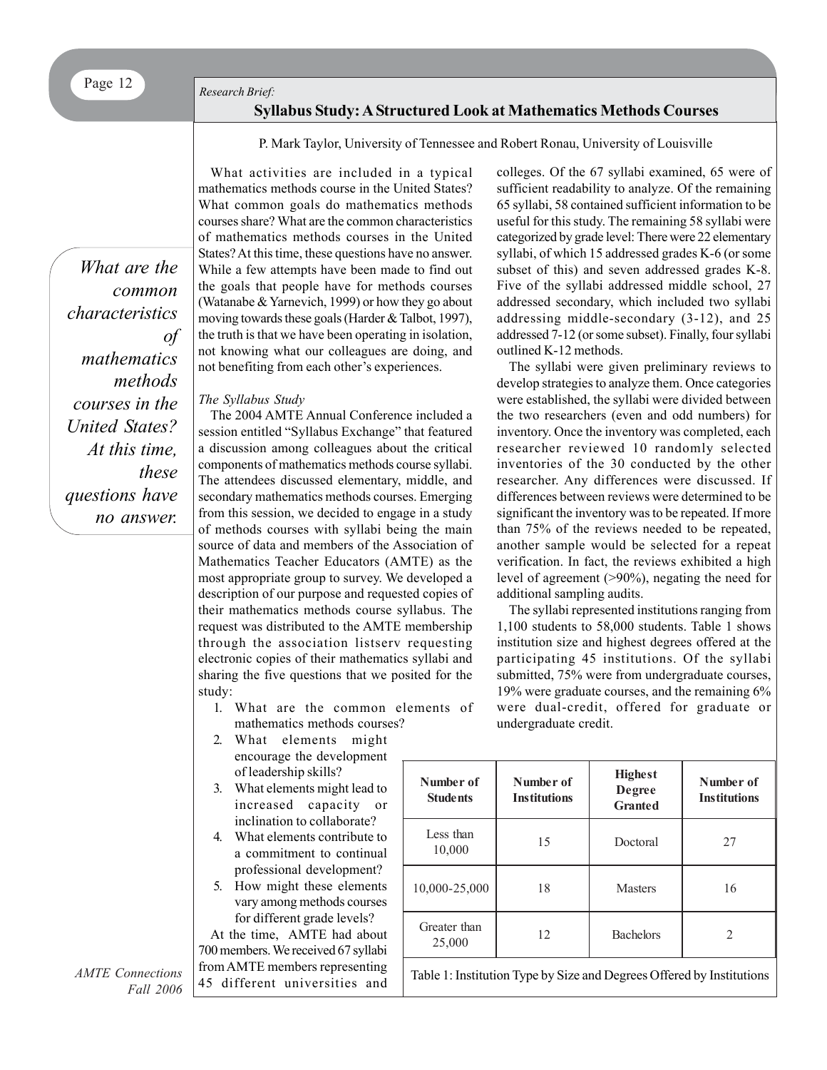*Research Brief:*

## Syllabus Study: A Structured Look at Mathematics Methods Courses

P. Mark Taylor, University of Tennessee and Robert Ronau, University of Louisville

What activities are included in a typical mathematics methods course in the United States? What common goals do mathematics methods courses share? What are the common characteristics of mathematics methods courses in the United States? At this time, these questions have no answer. While a few attempts have been made to find out the goals that people have for methods courses (Watanabe & Yarnevich, 1999) or how they go about moving towards these goals (Harder & Talbot, 1997), the truth is that we have been operating in isolation, not knowing what our colleagues are doing, and not benefiting from each other's experiences.

> *What are the common characteristics of mathematics methods courses in the United States? At this time, these questions have no answer.*

### *The Syllabus Study*

The 2004 AMTE Annual Conference included a session entitled "Syllabus Exchange" that featured a discussion among colleagues about the critical components of mathematics methods course syllabi. The attendees discussed elementary, middle, and secondary mathematics methods courses. Emerging from this session, we decided to engage in a study of methods courses with syllabi being the main source of data and members of the Association of Mathematics Teacher Educators (AMTE) as the most appropriate group to survey. We developed a description of our purpose and requested copies of their mathematics methods course syllabus. The request was distributed to the AMTE membership through the association listserv requesting electronic copies of their mathematics syllabi and sharing the five questions that we posited for the study:

1. What are the common elements of mathematics methods courses?
2. What elements might encourage the development of leadership skills?
3. What elements might lead to increased capacity or inclination to collaborate?
4. What elements contribute to a commitment to continual professional development?
5. How might these elements vary among methods courses for different grade levels?

At the time, AMTE had about 700 members. We received 67 syllabi from AMTE members representing 45 different universities and colleges. Of the 67 syllabi examined, 65 were of sufficient readability to analyze. Of the remaining 65 syllabi, 58 contained sufficient information to be useful for this study. The remaining 58 syllabi were categorized by grade level: There were 22 elementary syllabi, of which 15 addressed grades K-6 (or some subset of this) and seven addressed grades K-8. Five of the syllabi addressed middle school, 27 addressed secondary, which included two syllabi addressing middle-secondary (3-12), and 25 addressed 7-12 (or some subset). Finally, four syllabi outlined K-12 methods.

The syllabi were given preliminary reviews to develop strategies to analyze them. Once categories were established, the syllabi were divided between the two researchers (even and odd numbers) for inventory. Once the inventory was completed, each researcher reviewed 10 randomly selected inventories of the 30 conducted by the other researcher. Any differences were discussed. If differences between reviews were determined to be significant the inventory was to be repeated. If more than 75% of the reviews needed to be repeated, another sample would be selected for a repeat verification. In fact, the reviews exhibited a high level of agreement (>90%), negating the need for additional sampling audits.

The syllabi represented institutions ranging from 1,100 students to 58,000 students. Table 1 shows institution size and highest degrees offered at the participating 45 institutions. Of the syllabi submitted, 75% were from undergraduate courses, 19% were graduate courses, and the remaining 6% were dual-credit, offered for graduate or undergraduate credit.

| Number of Students | Number of Institutions | Highest Degree Granted | Number of Institutions |
|---|---|---|---|
| Less than 10,000 | 15 | Doctoral | 27 |
| 10,000-25,000 | 18 | Masters | 16 |
| Greater than 25,000 | 12 | Bachelors | 2 |

Table 1: Institution Type by Size and Degrees Offered by Institutions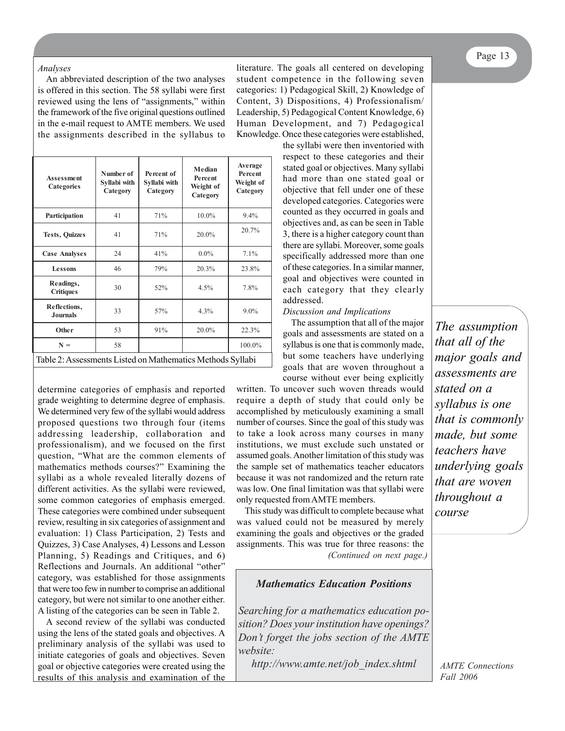*Analyses*

An abbreviated description of the two analyses is offered in this section. The 58 syllabi were first reviewed using the lens of "assignments," within the framework of the five original questions outlined in the e-mail request to AMTE members. We used the assignments described in the syllabus to determine categories of emphasis and reported grade weighting to determine degree of emphasis. We determined very few of the syllabi would address proposed questions two through four (items addressing leadership, collaboration and professionalism), and we focused on the first question, "What are the common elements of mathematics methods courses?" Examining the syllabi as a whole revealed literally dozens of different activities. As the syllabi were reviewed, some common categories of emphasis emerged. These categories were combined under subsequent review, resulting in six categories of assignment and evaluation: 1) Class Participation, 2) Tests and Quizzes, 3) Case Analyses, 4) Lessons and Lesson Planning, 5) Readings and Critiques, and 6) Reflections and Journals. An additional "other" category, was established for those assignments that were too few in number to comprise an additional category, but were not similar to one another either. A listing of the categories can be seen in Table 2.

| Assessment Categories | Number of Syllabi with Category | Percent of Syllabi with Category | Median Percent Weight of Category | Average Percent Weight of Category |
|---|---|---|---|---|
| Participation | 41 | 71% | 10.0% | 9.4% |
| Tests, Quizzes | 41 | 71% | 20.0% | 20.7% |
| Case Analyses | 24 | 41% | 0.0% | 7.1% |
| Lessons | 46 | 79% | 20.3% | 23.8% |
| Readings, Critiques | 30 | 52% | 4.5% | 7.8% |
| Reflections, Journals | 33 | 57% | 4.3% | 9.0% |
| Other | 53 | 91% | 20.0% | 22.3% |
| N = | 58 | | | 100.0% |

Table 2: Assessments Listed on Mathematics Methods Syllabi

A second review of the syllabi was conducted using the lens of the stated goals and objectives. A preliminary analysis of the syllabi was used to initiate categories of goals and objectives. Seven goal or objective categories were created using the results of this analysis and examination of the literature. The goals all centered on developing student competence in the following seven categories: 1) Pedagogical Skill, 2) Knowledge of Content, 3) Dispositions, 4) Professionalism/ Leadership, 5) Pedagogical Content Knowledge, 6) Human Development, and 7) Pedagogical Knowledge. Once these categories were established, the syllabi were then inventoried with respect to these categories and their stated goal or objectives. Many syllabi had more than one stated goal or objective that fell under one of these developed categories. Categories were counted as they occurred in goals and objectives and, as can be seen in Table 3, there is a higher category count than there are syllabi. Moreover, some goals specifically addressed more than one of these categories. In a similar manner, goal and objectives were counted in each category that they clearly addressed.

*Discussion and Implications*

The assumption that all of the major goals and assessments are stated on a syllabus is one that is commonly made, but some teachers have underlying goals that are woven throughout a course without ever being explicitly written. To uncover such woven threads would require a depth of study that could only be accomplished by meticulously examining a small number of courses. Since the goal of this study was to take a look across many courses in many institutions, we must exclude such unstated or assumed goals. Another limitation of this study was the sample set of mathematics teacher educators because it was not randomized and the return rate was low. One final limitation was that syllabi were only requested from AMTE members.

This study was difficult to complete because what was valued could not be measured by merely examining the goals and objectives or the graded assignments. This was true for three reasons: the

*(Continued on next page.)*

> *The assumption that all of the major goals and assessments are stated on a syllabus is one that is commonly made, but some teachers have underlying goals that are woven throughout a course*

---

***Mathematics Education Positions***

*Searching for a mathematics education position? Does your institution have openings? Don't forget the jobs section of the AMTE website:*

*http://www.amte.net/job_index.shtml*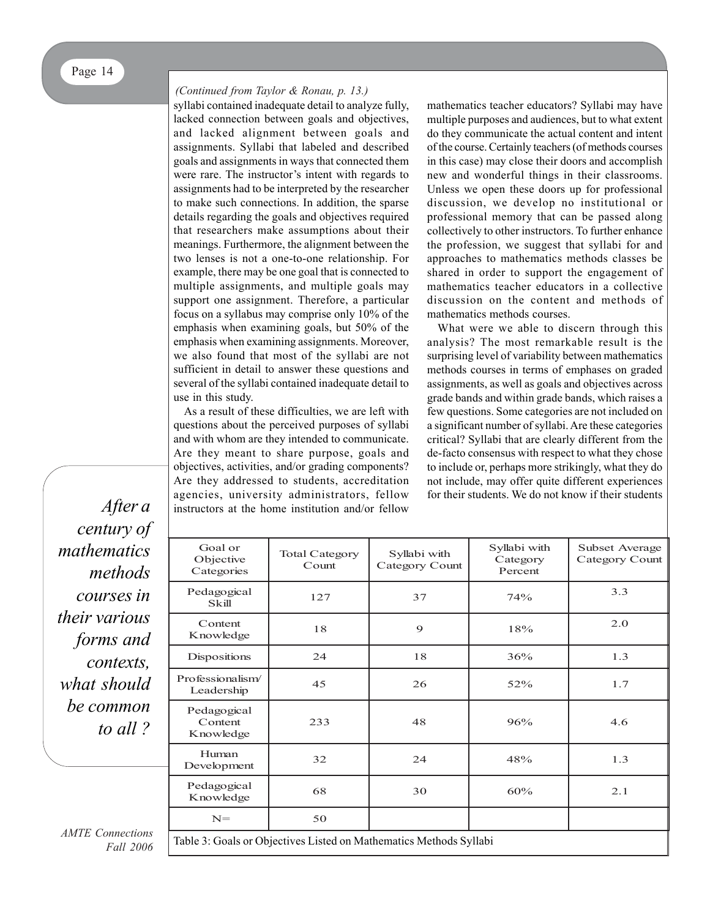*(Continued from Taylor & Ronau, p. 13.)*

syllabi contained inadequate detail to analyze fully, lacked connection between goals and objectives, and lacked alignment between goals and assignments. Syllabi that labeled and described goals and assignments in ways that connected them were rare. The instructor's intent with regards to assignments had to be interpreted by the researcher to make such connections. In addition, the sparse details regarding the goals and objectives required that researchers make assumptions about their meanings. Furthermore, the alignment between the two lenses is not a one-to-one relationship. For example, there may be one goal that is connected to multiple assignments, and multiple goals may support one assignment. Therefore, a particular focus on a syllabus may comprise only 10% of the emphasis when examining goals, but 50% of the emphasis when examining assignments. Moreover, we also found that most of the syllabi are not sufficient in detail to answer these questions and several of the syllabi contained inadequate detail to use in this study.

As a result of these difficulties, we are left with questions about the perceived purposes of syllabi and with whom are they intended to communicate. Are they meant to share purpose, goals and objectives, activities, and/or grading components? Are they addressed to students, accreditation agencies, university administrators, fellow instructors at the home institution and/or fellow mathematics teacher educators? Syllabi may have multiple purposes and audiences, but to what extent do they communicate the actual content and intent of the course. Certainly teachers (of methods courses in this case) may close their doors and accomplish new and wonderful things in their classrooms. Unless we open these doors up for professional discussion, we develop no institutional or professional memory that can be passed along collectively to other instructors. To further enhance the profession, we suggest that syllabi for and approaches to mathematics methods classes be shared in order to support the engagement of mathematics teacher educators in a collective discussion on the content and methods of mathematics methods courses.

What were we able to discern through this analysis? The most remarkable result is the surprising level of variability between mathematics methods courses in terms of emphases on graded assignments, as well as goals and objectives across grade bands and within grade bands, which raises a few questions. Some categories are not included on a significant number of syllabi. Are these categories critical? Syllabi that are clearly different from the de-facto consensus with respect to what they chose to include or, perhaps more strikingly, what they do not include, may offer quite different experiences for their students. We do not know if their students

*After a century of mathematics methods courses in their various forms and contexts, what should be common to all ?*

| Goal or Objective Categories | Total Category Count | Syllabi with Category Count | Syllabi with Category Percent | Subset Average Category Count |
|---|---|---|---|---|
| Pedagogical Skill | 127 | 37 | 74% | 3.3 |
| Content Knowledge | 18 | 9 | 18% | 2.0 |
| Dispositions | 24 | 18 | 36% | 1.3 |
| Professionalism/ Leadership | 45 | 26 | 52% | 1.7 |
| Pedagogical Content Knowledge | 233 | 48 | 96% | 4.6 |
| Human Development | 32 | 24 | 48% | 1.3 |
| Pedagogical Knowledge | 68 | 30 | 60% | 2.1 |
| N= | 50 | | | |

Table 3: Goals or Objectives Listed on Mathematics Methods Syllabi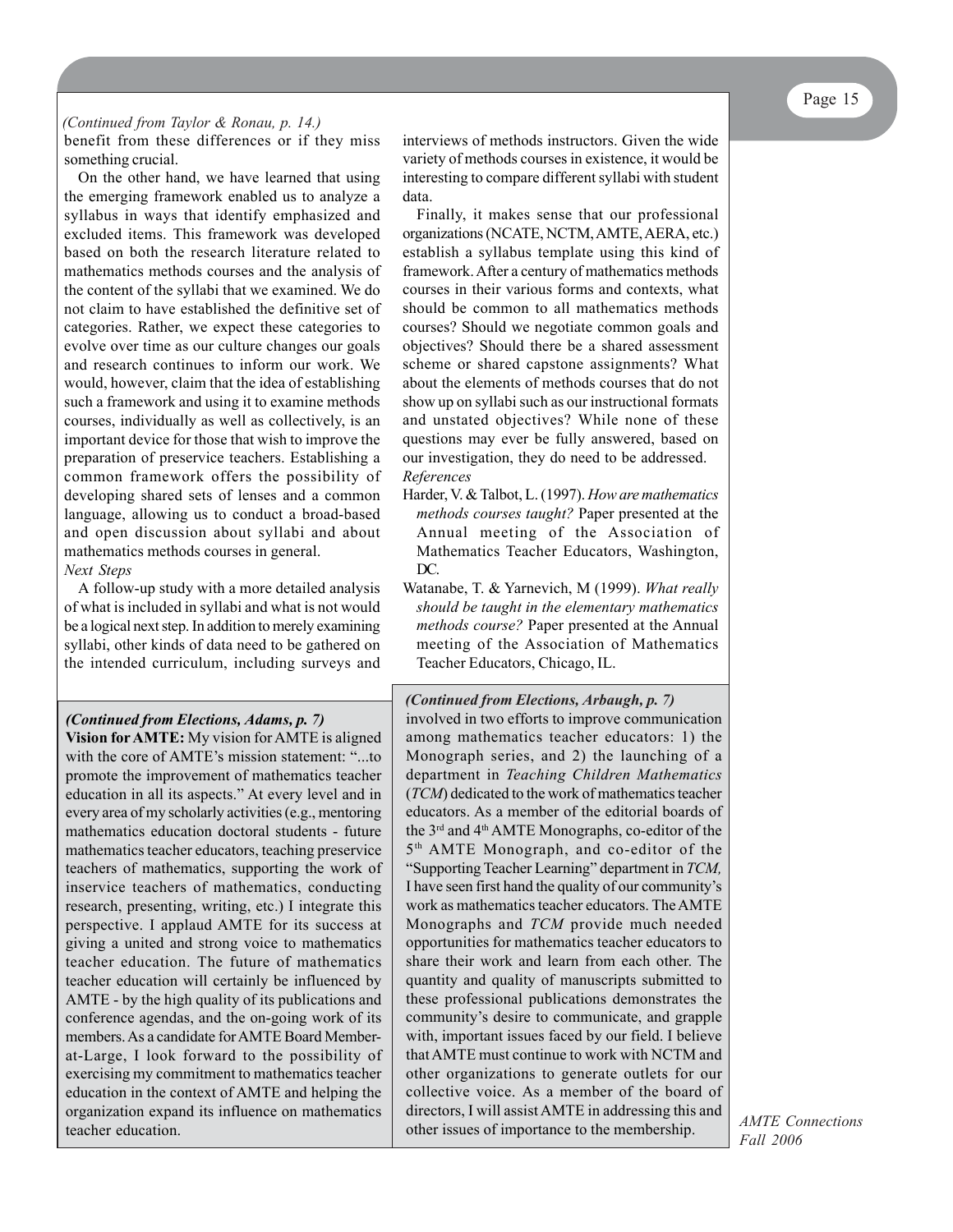*(Continued from Taylor & Ronau, p. 14.)*

benefit from these differences or if they miss something crucial.

On the other hand, we have learned that using the emerging framework enabled us to analyze a syllabus in ways that identify emphasized and excluded items. This framework was developed based on both the research literature related to mathematics methods courses and the analysis of the content of the syllabi that we examined. We do not claim to have established the definitive set of categories. Rather, we expect these categories to evolve over time as our culture changes our goals and research continues to inform our work. We would, however, claim that the idea of establishing such a framework and using it to examine methods courses, individually as well as collectively, is an important device for those that wish to improve the preparation of preservice teachers. Establishing a common framework offers the possibility of developing shared sets of lenses and a common language, allowing us to conduct a broad-based and open discussion about syllabi and about mathematics methods courses in general.

*Next Steps*

A follow-up study with a more detailed analysis of what is included in syllabi and what is not would be a logical next step. In addition to merely examining syllabi, other kinds of data need to be gathered on the intended curriculum, including surveys and interviews of methods instructors. Given the wide variety of methods courses in existence, it would be interesting to compare different syllabi with student data.

Finally, it makes sense that our professional organizations (NCATE, NCTM, AMTE, AERA, etc.) establish a syllabus template using this kind of framework. After a century of mathematics methods courses in their various forms and contexts, what should be common to all mathematics methods courses? Should we negotiate common goals and objectives? Should there be a shared assessment scheme or shared capstone assignments? What about the elements of methods courses that do not show up on syllabi such as our instructional formats and unstated objectives? While none of these questions may ever be fully answered, based on our investigation, they do need to be addressed.

*References*

Harder, V. & Talbot, L. (1997). *How are mathematics methods courses taught?* Paper presented at the Annual meeting of the Association of Mathematics Teacher Educators, Washington, DC.

Watanabe, T. & Yarnevich, M (1999). *What really should be taught in the elementary mathematics methods course?* Paper presented at the Annual meeting of the Association of Mathematics Teacher Educators, Chicago, IL.

***(Continued from Elections, Adams, p. 7)***

**Vision for AMTE:** My vision for AMTE is aligned with the core of AMTE's mission statement: "...to promote the improvement of mathematics teacher education in all its aspects." At every level and in every area of my scholarly activities (e.g., mentoring mathematics education doctoral students - future mathematics teacher educators, teaching preservice teachers of mathematics, supporting the work of inservice teachers of mathematics, conducting research, presenting, writing, etc.) I integrate this perspective. I applaud AMTE for its success at giving a united and strong voice to mathematics teacher education. The future of mathematics teacher education will certainly be influenced by AMTE - by the high quality of its publications and conference agendas, and the on-going work of its members. As a candidate for AMTE Board Member-at-Large, I look forward to the possibility of exercising my commitment to mathematics teacher education in the context of AMTE and helping the organization expand its influence on mathematics teacher education.

***(Continued from Elections, Arbaugh, p. 7)***

involved in two efforts to improve communication among mathematics teacher educators: 1) the Monograph series, and 2) the launching of a department in *Teaching Children Mathematics* (*TCM*) dedicated to the work of mathematics teacher educators. As a member of the editorial boards of the 3rd and 4th AMTE Monographs, co-editor of the 5th AMTE Monograph, and co-editor of the "Supporting Teacher Learning" department in *TCM,* I have seen first hand the quality of our community's work as mathematics teacher educators. The AMTE Monographs and *TCM* provide much needed opportunities for mathematics teacher educators to share their work and learn from each other. The quantity and quality of manuscripts submitted to these professional publications demonstrates the community's desire to communicate, and grapple with, important issues faced by our field. I believe that AMTE must continue to work with NCTM and other organizations to generate outlets for our collective voice. As a member of the board of directors, I will assist AMTE in addressing this and other issues of importance to the membership.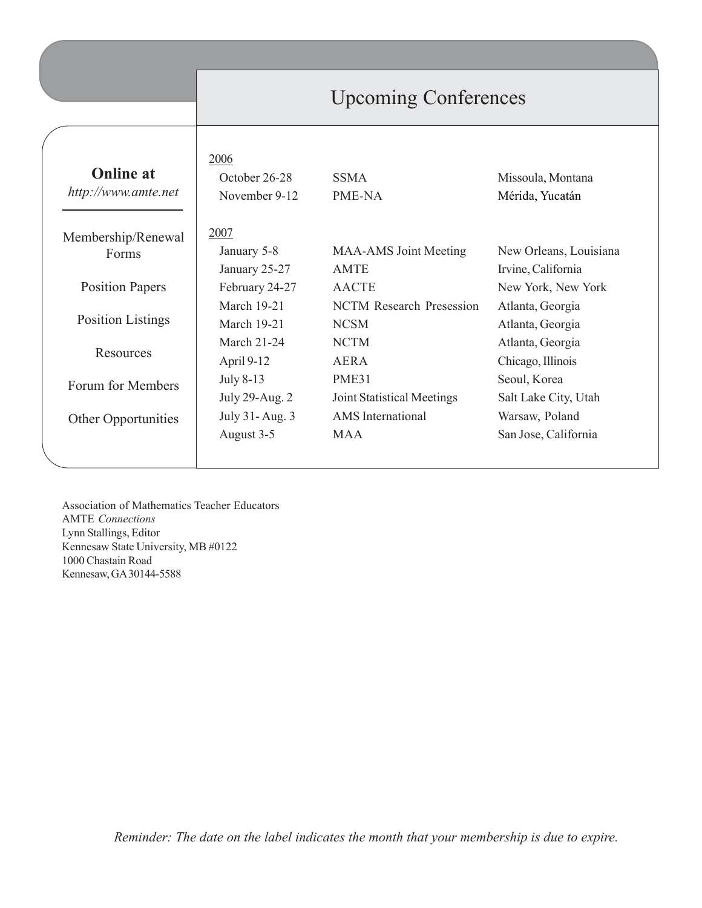## Upcoming Conferences

**Online at**
*http://www.amte.net*

Membership/Renewal Forms

Position Papers

Position Listings

Resources

Forum for Members

Other Opportunities

| | | |
|---|---|---|
| **2006** | | |
| October 26-28 | SSMA | Missoula, Montana |
| November 9-12 | PME-NA | Mérida, Yucatán |
| **2007** | | |
| January 5-8 | MAA-AMS Joint Meeting | New Orleans, Louisiana |
| January 25-27 | AMTE | Irvine, California |
| February 24-27 | AACTE | New York, New York |
| March 19-21 | NCTM Research Presession | Atlanta, Georgia |
| March 19-21 | NCSM | Atlanta, Georgia |
| March 21-24 | NCTM | Atlanta, Georgia |
| April 9-12 | AERA | Chicago, Illinois |
| July 8-13 | PME31 | Seoul, Korea |
| July 29-Aug. 2 | Joint Statistical Meetings | Salt Lake City, Utah |
| July 31- Aug. 3 | AMS International | Warsaw, Poland |
| August 3-5 | MAA | San Jose, California |

Association of Mathematics Teacher Educators
AMTE *Connections*
Lynn Stallings, Editor
Kennesaw State University, MB #0122
1000 Chastain Road
Kennesaw, GA 30144-5588

*Reminder: The date on the label indicates the month that your membership is due to expire.*